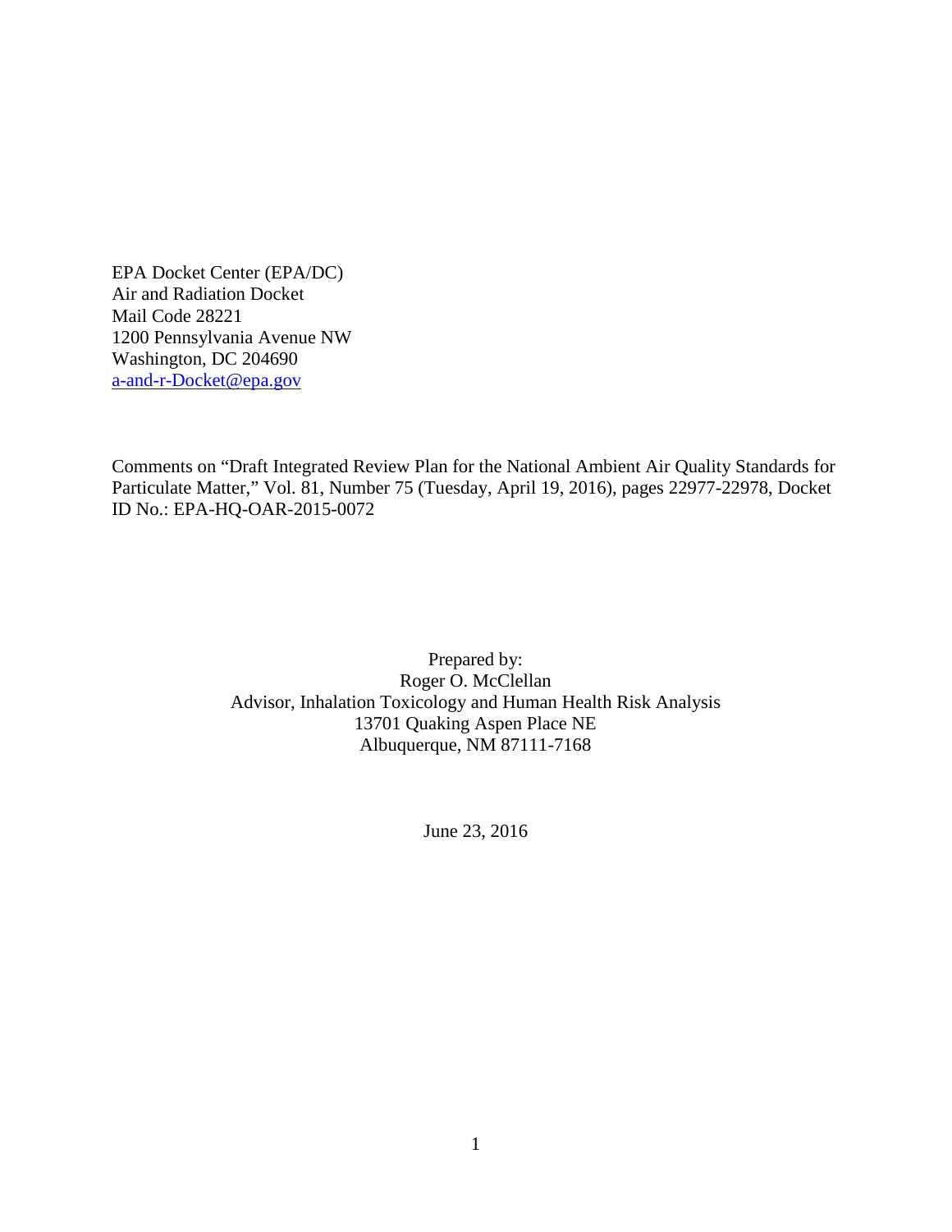EPA Docket Center (EPA/DC)
Air and Radiation Docket
Mail Code 28221
1200 Pennsylvania Avenue NW
Washington, DC 204690
a-and-r-Docket@epa.gov

Comments on "Draft Integrated Review Plan for the National Ambient Air Quality Standards for Particulate Matter," Vol. 81, Number 75 (Tuesday, April 19, 2016), pages 22977-22978, Docket ID No.: EPA-HQ-OAR-2015-0072

Prepared by:
Roger O. McClellan
Advisor, Inhalation Toxicology and Human Health Risk Analysis
13701 Quaking Aspen Place NE
Albuquerque, NM 87111-7168

June 23, 2016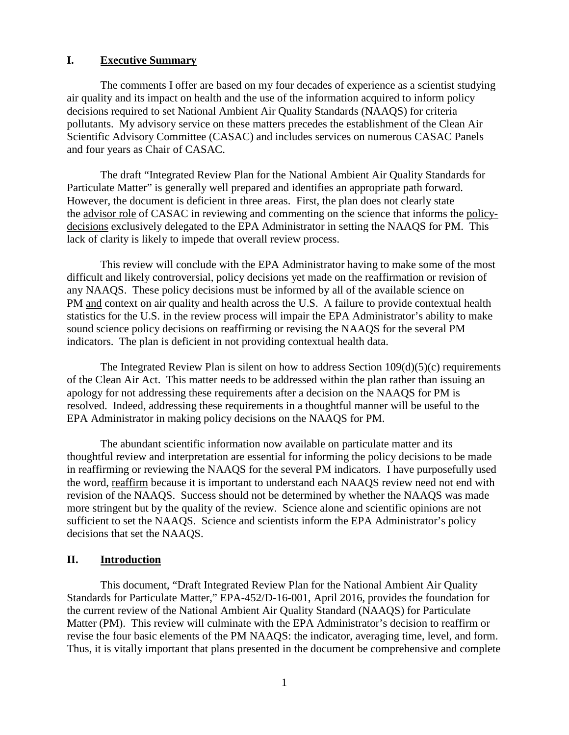## I. Executive Summary

The comments I offer are based on my four decades of experience as a scientist studying air quality and its impact on health and the use of the information acquired to inform policy decisions required to set National Ambient Air Quality Standards (NAAQS) for criteria pollutants. My advisory service on these matters precedes the establishment of the Clean Air Scientific Advisory Committee (CASAC) and includes services on numerous CASAC Panels and four years as Chair of CASAC.

The draft "Integrated Review Plan for the National Ambient Air Quality Standards for Particulate Matter" is generally well prepared and identifies an appropriate path forward. However, the document is deficient in three areas. First, the plan does not clearly state the advisor role of CASAC in reviewing and commenting on the science that informs the policy-decisions exclusively delegated to the EPA Administrator in setting the NAAQS for PM. This lack of clarity is likely to impede that overall review process.

This review will conclude with the EPA Administrator having to make some of the most difficult and likely controversial, policy decisions yet made on the reaffirmation or revision of any NAAQS. These policy decisions must be informed by all of the available science on PM and context on air quality and health across the U.S. A failure to provide contextual health statistics for the U.S. in the review process will impair the EPA Administrator's ability to make sound science policy decisions on reaffirming or revising the NAAQS for the several PM indicators. The plan is deficient in not providing contextual health data.

The Integrated Review Plan is silent on how to address Section 109(d)(5)(c) requirements of the Clean Air Act. This matter needs to be addressed within the plan rather than issuing an apology for not addressing these requirements after a decision on the NAAQS for PM is resolved. Indeed, addressing these requirements in a thoughtful manner will be useful to the EPA Administrator in making policy decisions on the NAAQS for PM.

The abundant scientific information now available on particulate matter and its thoughtful review and interpretation are essential for informing the policy decisions to be made in reaffirming or reviewing the NAAQS for the several PM indicators. I have purposefully used the word, reaffirm because it is important to understand each NAAQS review need not end with revision of the NAAQS. Success should not be determined by whether the NAAQS was made more stringent but by the quality of the review. Science alone and scientific opinions are not sufficient to set the NAAQS. Science and scientists inform the EPA Administrator's policy decisions that set the NAAQS.

## II. Introduction

This document, "Draft Integrated Review Plan for the National Ambient Air Quality Standards for Particulate Matter," EPA-452/D-16-001, April 2016, provides the foundation for the current review of the National Ambient Air Quality Standard (NAAQS) for Particulate Matter (PM). This review will culminate with the EPA Administrator's decision to reaffirm or revise the four basic elements of the PM NAAQS: the indicator, averaging time, level, and form. Thus, it is vitally important that plans presented in the document be comprehensive and complete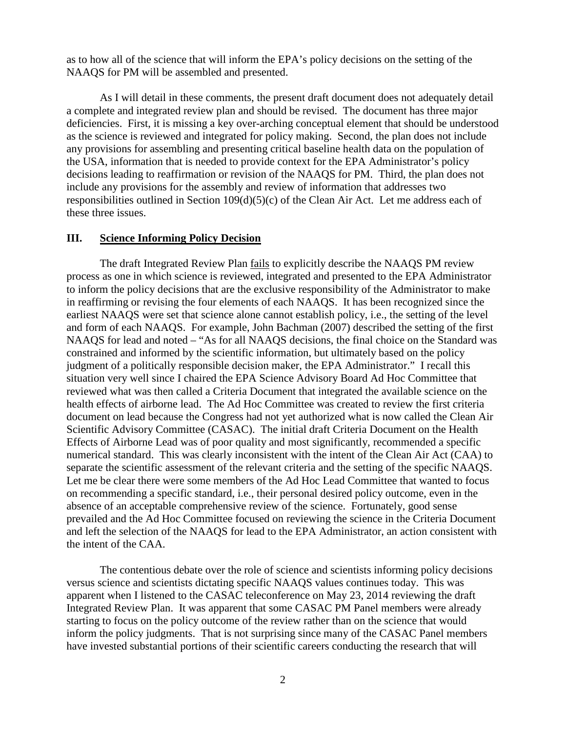as to how all of the science that will inform the EPA's policy decisions on the setting of the NAAQS for PM will be assembled and presented.

As I will detail in these comments, the present draft document does not adequately detail a complete and integrated review plan and should be revised. The document has three major deficiencies. First, it is missing a key over-arching conceptual element that should be understood as the science is reviewed and integrated for policy making. Second, the plan does not include any provisions for assembling and presenting critical baseline health data on the population of the USA, information that is needed to provide context for the EPA Administrator's policy decisions leading to reaffirmation or revision of the NAAQS for PM. Third, the plan does not include any provisions for the assembly and review of information that addresses two responsibilities outlined in Section 109(d)(5)(c) of the Clean Air Act. Let me address each of these three issues.

## III. Science Informing Policy Decision

The draft Integrated Review Plan fails to explicitly describe the NAAQS PM review process as one in which science is reviewed, integrated and presented to the EPA Administrator to inform the policy decisions that are the exclusive responsibility of the Administrator to make in reaffirming or revising the four elements of each NAAQS. It has been recognized since the earliest NAAQS were set that science alone cannot establish policy, i.e., the setting of the level and form of each NAAQS. For example, John Bachman (2007) described the setting of the first NAAQS for lead and noted – "As for all NAAQS decisions, the final choice on the Standard was constrained and informed by the scientific information, but ultimately based on the policy judgment of a politically responsible decision maker, the EPA Administrator." I recall this situation very well since I chaired the EPA Science Advisory Board Ad Hoc Committee that reviewed what was then called a Criteria Document that integrated the available science on the health effects of airborne lead. The Ad Hoc Committee was created to review the first criteria document on lead because the Congress had not yet authorized what is now called the Clean Air Scientific Advisory Committee (CASAC). The initial draft Criteria Document on the Health Effects of Airborne Lead was of poor quality and most significantly, recommended a specific numerical standard. This was clearly inconsistent with the intent of the Clean Air Act (CAA) to separate the scientific assessment of the relevant criteria and the setting of the specific NAAQS. Let me be clear there were some members of the Ad Hoc Lead Committee that wanted to focus on recommending a specific standard, i.e., their personal desired policy outcome, even in the absence of an acceptable comprehensive review of the science. Fortunately, good sense prevailed and the Ad Hoc Committee focused on reviewing the science in the Criteria Document and left the selection of the NAAQS for lead to the EPA Administrator, an action consistent with the intent of the CAA.

The contentious debate over the role of science and scientists informing policy decisions versus science and scientists dictating specific NAAQS values continues today. This was apparent when I listened to the CASAC teleconference on May 23, 2014 reviewing the draft Integrated Review Plan. It was apparent that some CASAC PM Panel members were already starting to focus on the policy outcome of the review rather than on the science that would inform the policy judgments. That is not surprising since many of the CASAC Panel members have invested substantial portions of their scientific careers conducting the research that will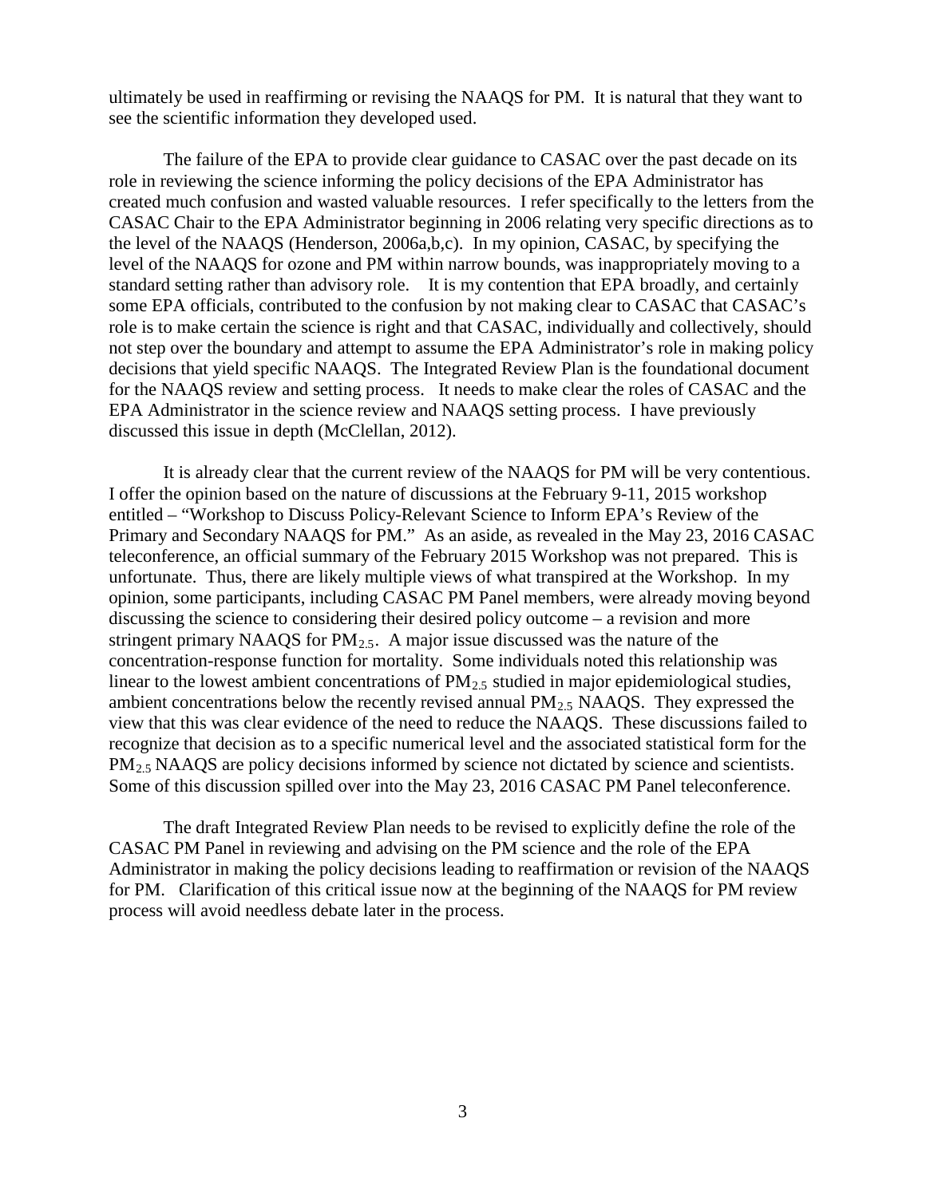ultimately be used in reaffirming or revising the NAAQS for PM. It is natural that they want to see the scientific information they developed used.

The failure of the EPA to provide clear guidance to CASAC over the past decade on its role in reviewing the science informing the policy decisions of the EPA Administrator has created much confusion and wasted valuable resources. I refer specifically to the letters from the CASAC Chair to the EPA Administrator beginning in 2006 relating very specific directions as to the level of the NAAQS (Henderson, 2006a,b,c). In my opinion, CASAC, by specifying the level of the NAAQS for ozone and PM within narrow bounds, was inappropriately moving to a standard setting rather than advisory role. It is my contention that EPA broadly, and certainly some EPA officials, contributed to the confusion by not making clear to CASAC that CASAC's role is to make certain the science is right and that CASAC, individually and collectively, should not step over the boundary and attempt to assume the EPA Administrator's role in making policy decisions that yield specific NAAQS. The Integrated Review Plan is the foundational document for the NAAQS review and setting process. It needs to make clear the roles of CASAC and the EPA Administrator in the science review and NAAQS setting process. I have previously discussed this issue in depth (McClellan, 2012).

It is already clear that the current review of the NAAQS for PM will be very contentious. I offer the opinion based on the nature of discussions at the February 9-11, 2015 workshop entitled – "Workshop to Discuss Policy-Relevant Science to Inform EPA's Review of the Primary and Secondary NAAQS for PM." As an aside, as revealed in the May 23, 2016 CASAC teleconference, an official summary of the February 2015 Workshop was not prepared. This is unfortunate. Thus, there are likely multiple views of what transpired at the Workshop. In my opinion, some participants, including CASAC PM Panel members, were already moving beyond discussing the science to considering their desired policy outcome – a revision and more stringent primary NAAQS for $PM_{2.5}$. A major issue discussed was the nature of the concentration-response function for mortality. Some individuals noted this relationship was linear to the lowest ambient concentrations of $PM_{2.5}$ studied in major epidemiological studies, ambient concentrations below the recently revised annual $PM_{2.5}$ NAAQS. They expressed the view that this was clear evidence of the need to reduce the NAAQS. These discussions failed to recognize that decision as to a specific numerical level and the associated statistical form for the $PM_{2.5}$ NAAQS are policy decisions informed by science not dictated by science and scientists. Some of this discussion spilled over into the May 23, 2016 CASAC PM Panel teleconference.

The draft Integrated Review Plan needs to be revised to explicitly define the role of the CASAC PM Panel in reviewing and advising on the PM science and the role of the EPA Administrator in making the policy decisions leading to reaffirmation or revision of the NAAQS for PM. Clarification of this critical issue now at the beginning of the NAAQS for PM review process will avoid needless debate later in the process.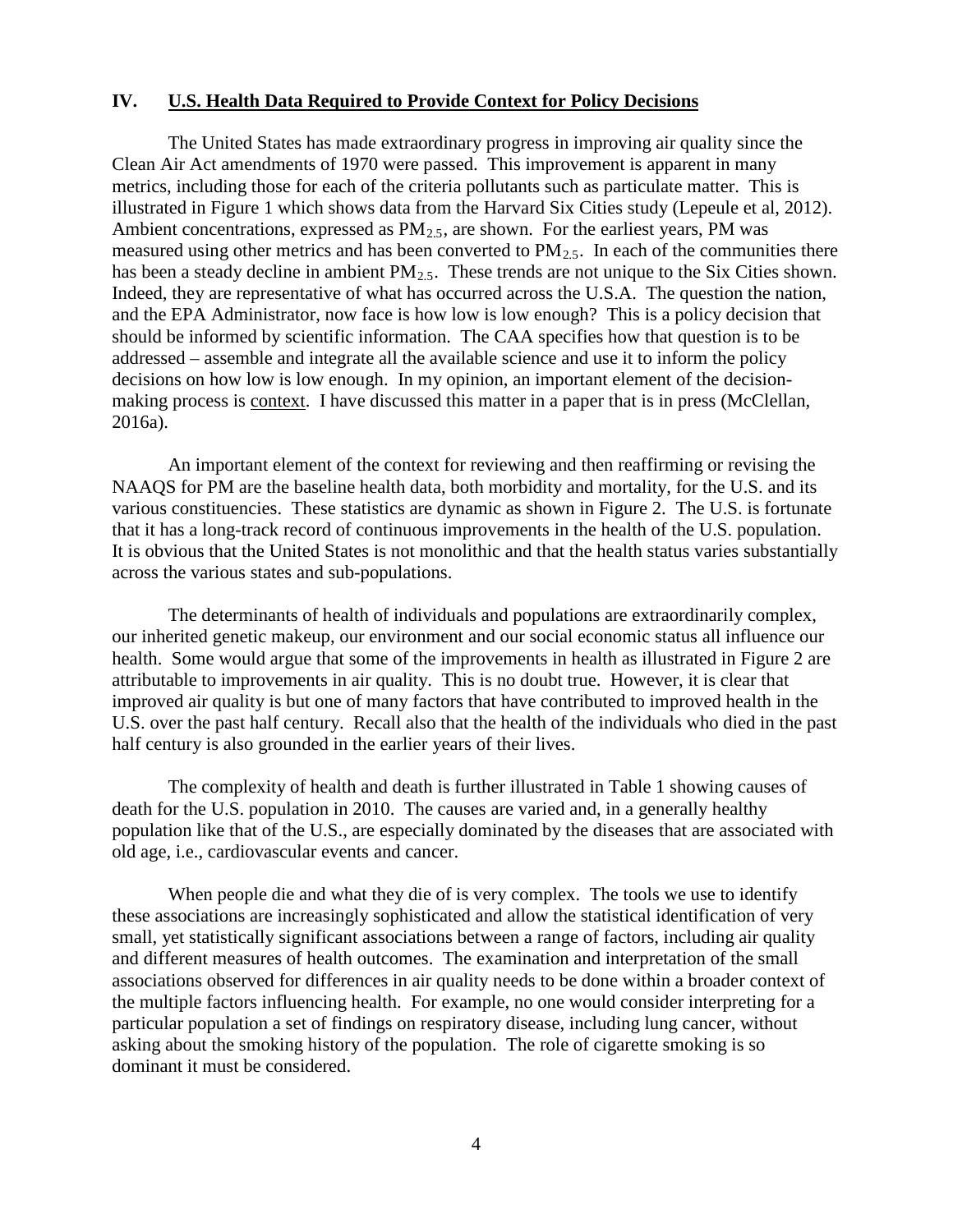## IV. U.S. Health Data Required to Provide Context for Policy Decisions

The United States has made extraordinary progress in improving air quality since the Clean Air Act amendments of 1970 were passed. This improvement is apparent in many metrics, including those for each of the criteria pollutants such as particulate matter. This is illustrated in Figure 1 which shows data from the Harvard Six Cities study (Lepeule et al, 2012). Ambient concentrations, expressed as $PM_{2.5}$, are shown. For the earliest years, PM was measured using other metrics and has been converted to $PM_{2.5}$. In each of the communities there has been a steady decline in ambient $PM_{2.5}$. These trends are not unique to the Six Cities shown. Indeed, they are representative of what has occurred across the U.S.A. The question the nation, and the EPA Administrator, now face is how low is low enough? This is a policy decision that should be informed by scientific information. The CAA specifies how that question is to be addressed – assemble and integrate all the available science and use it to inform the policy decisions on how low is low enough. In my opinion, an important element of the decision-making process is context. I have discussed this matter in a paper that is in press (McClellan, 2016a).

An important element of the context for reviewing and then reaffirming or revising the NAAQS for PM are the baseline health data, both morbidity and mortality, for the U.S. and its various constituencies. These statistics are dynamic as shown in Figure 2. The U.S. is fortunate that it has a long-track record of continuous improvements in the health of the U.S. population. It is obvious that the United States is not monolithic and that the health status varies substantially across the various states and sub-populations.

The determinants of health of individuals and populations are extraordinarily complex, our inherited genetic makeup, our environment and our social economic status all influence our health. Some would argue that some of the improvements in health as illustrated in Figure 2 are attributable to improvements in air quality. This is no doubt true. However, it is clear that improved air quality is but one of many factors that have contributed to improved health in the U.S. over the past half century. Recall also that the health of the individuals who died in the past half century is also grounded in the earlier years of their lives.

The complexity of health and death is further illustrated in Table 1 showing causes of death for the U.S. population in 2010. The causes are varied and, in a generally healthy population like that of the U.S., are especially dominated by the diseases that are associated with old age, i.e., cardiovascular events and cancer.

When people die and what they die of is very complex. The tools we use to identify these associations are increasingly sophisticated and allow the statistical identification of very small, yet statistically significant associations between a range of factors, including air quality and different measures of health outcomes. The examination and interpretation of the small associations observed for differences in air quality needs to be done within a broader context of the multiple factors influencing health. For example, no one would consider interpreting for a particular population a set of findings on respiratory disease, including lung cancer, without asking about the smoking history of the population. The role of cigarette smoking is so dominant it must be considered.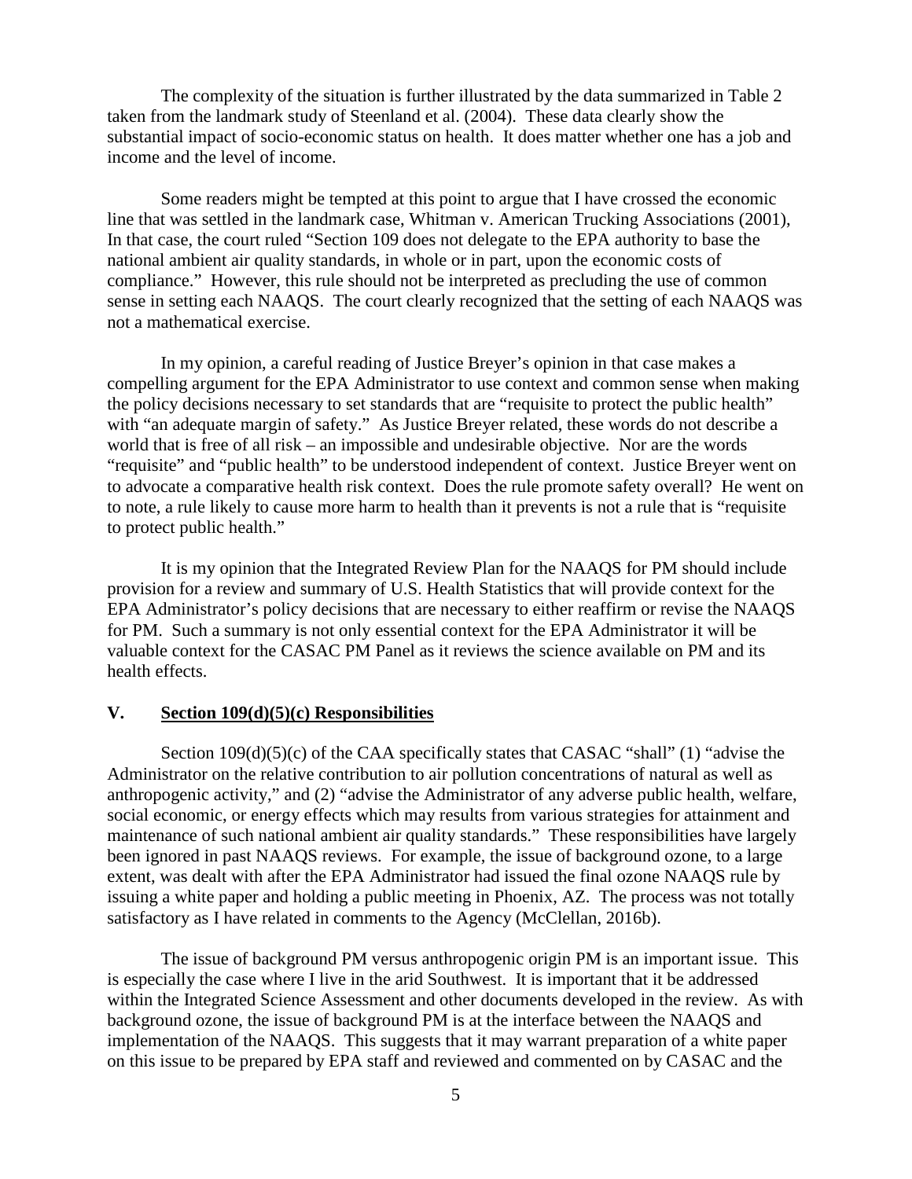The complexity of the situation is further illustrated by the data summarized in Table 2 taken from the landmark study of Steenland et al. (2004). These data clearly show the substantial impact of socio-economic status on health. It does matter whether one has a job and income and the level of income.

Some readers might be tempted at this point to argue that I have crossed the economic line that was settled in the landmark case, Whitman v. American Trucking Associations (2001), In that case, the court ruled "Section 109 does not delegate to the EPA authority to base the national ambient air quality standards, in whole or in part, upon the economic costs of compliance." However, this rule should not be interpreted as precluding the use of common sense in setting each NAAQS. The court clearly recognized that the setting of each NAAQS was not a mathematical exercise.

In my opinion, a careful reading of Justice Breyer's opinion in that case makes a compelling argument for the EPA Administrator to use context and common sense when making the policy decisions necessary to set standards that are "requisite to protect the public health" with "an adequate margin of safety." As Justice Breyer related, these words do not describe a world that is free of all risk – an impossible and undesirable objective. Nor are the words "requisite" and "public health" to be understood independent of context. Justice Breyer went on to advocate a comparative health risk context. Does the rule promote safety overall? He went on to note, a rule likely to cause more harm to health than it prevents is not a rule that is "requisite to protect public health."

It is my opinion that the Integrated Review Plan for the NAAQS for PM should include provision for a review and summary of U.S. Health Statistics that will provide context for the EPA Administrator's policy decisions that are necessary to either reaffirm or revise the NAAQS for PM. Such a summary is not only essential context for the EPA Administrator it will be valuable context for the CASAC PM Panel as it reviews the science available on PM and its health effects.

## V. Section 109(d)(5)(c) Responsibilities

Section 109(d)(5)(c) of the CAA specifically states that CASAC "shall" (1) "advise the Administrator on the relative contribution to air pollution concentrations of natural as well as anthropogenic activity," and (2) "advise the Administrator of any adverse public health, welfare, social economic, or energy effects which may results from various strategies for attainment and maintenance of such national ambient air quality standards." These responsibilities have largely been ignored in past NAAQS reviews. For example, the issue of background ozone, to a large extent, was dealt with after the EPA Administrator had issued the final ozone NAAQS rule by issuing a white paper and holding a public meeting in Phoenix, AZ. The process was not totally satisfactory as I have related in comments to the Agency (McClellan, 2016b).

The issue of background PM versus anthropogenic origin PM is an important issue. This is especially the case where I live in the arid Southwest. It is important that it be addressed within the Integrated Science Assessment and other documents developed in the review. As with background ozone, the issue of background PM is at the interface between the NAAQS and implementation of the NAAQS. This suggests that it may warrant preparation of a white paper on this issue to be prepared by EPA staff and reviewed and commented on by CASAC and the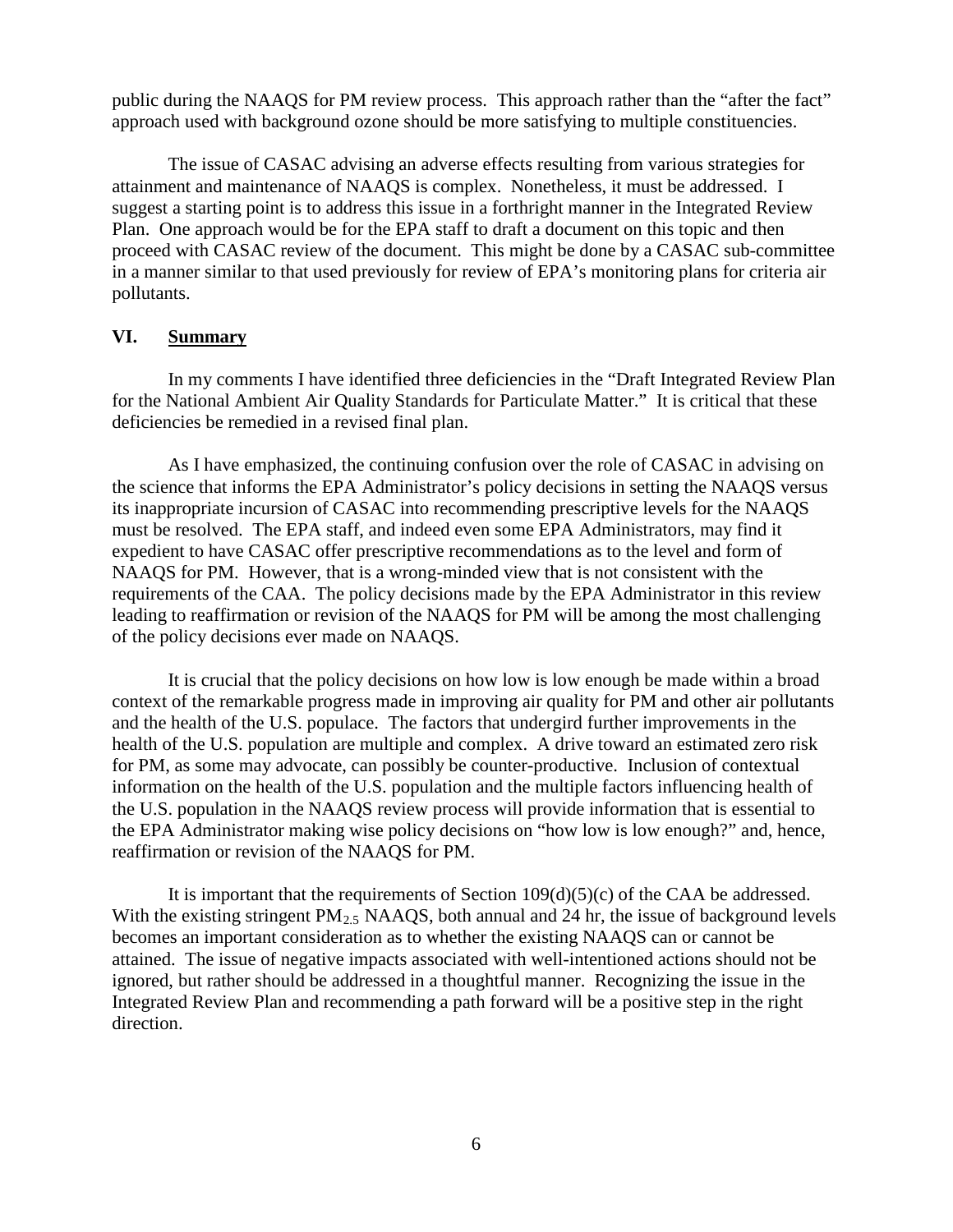public during the NAAQS for PM review process. This approach rather than the "after the fact" approach used with background ozone should be more satisfying to multiple constituencies.

The issue of CASAC advising an adverse effects resulting from various strategies for attainment and maintenance of NAAQS is complex. Nonetheless, it must be addressed. I suggest a starting point is to address this issue in a forthright manner in the Integrated Review Plan. One approach would be for the EPA staff to draft a document on this topic and then proceed with CASAC review of the document. This might be done by a CASAC sub-committee in a manner similar to that used previously for review of EPA's monitoring plans for criteria air pollutants.

## VI. Summary

In my comments I have identified three deficiencies in the "Draft Integrated Review Plan for the National Ambient Air Quality Standards for Particulate Matter." It is critical that these deficiencies be remedied in a revised final plan.

As I have emphasized, the continuing confusion over the role of CASAC in advising on the science that informs the EPA Administrator's policy decisions in setting the NAAQS versus its inappropriate incursion of CASAC into recommending prescriptive levels for the NAAQS must be resolved. The EPA staff, and indeed even some EPA Administrators, may find it expedient to have CASAC offer prescriptive recommendations as to the level and form of NAAQS for PM. However, that is a wrong-minded view that is not consistent with the requirements of the CAA. The policy decisions made by the EPA Administrator in this review leading to reaffirmation or revision of the NAAQS for PM will be among the most challenging of the policy decisions ever made on NAAQS.

It is crucial that the policy decisions on how low is low enough be made within a broad context of the remarkable progress made in improving air quality for PM and other air pollutants and the health of the U.S. populace. The factors that undergird further improvements in the health of the U.S. population are multiple and complex. A drive toward an estimated zero risk for PM, as some may advocate, can possibly be counter-productive. Inclusion of contextual information on the health of the U.S. population and the multiple factors influencing health of the U.S. population in the NAAQS review process will provide information that is essential to the EPA Administrator making wise policy decisions on "how low is low enough?" and, hence, reaffirmation or revision of the NAAQS for PM.

It is important that the requirements of Section 109(d)(5)(c) of the CAA be addressed. With the existing stringent $PM_{2.5}$ NAAQS, both annual and 24 hr, the issue of background levels becomes an important consideration as to whether the existing NAAQS can or cannot be attained. The issue of negative impacts associated with well-intentioned actions should not be ignored, but rather should be addressed in a thoughtful manner. Recognizing the issue in the Integrated Review Plan and recommending a path forward will be a positive step in the right direction.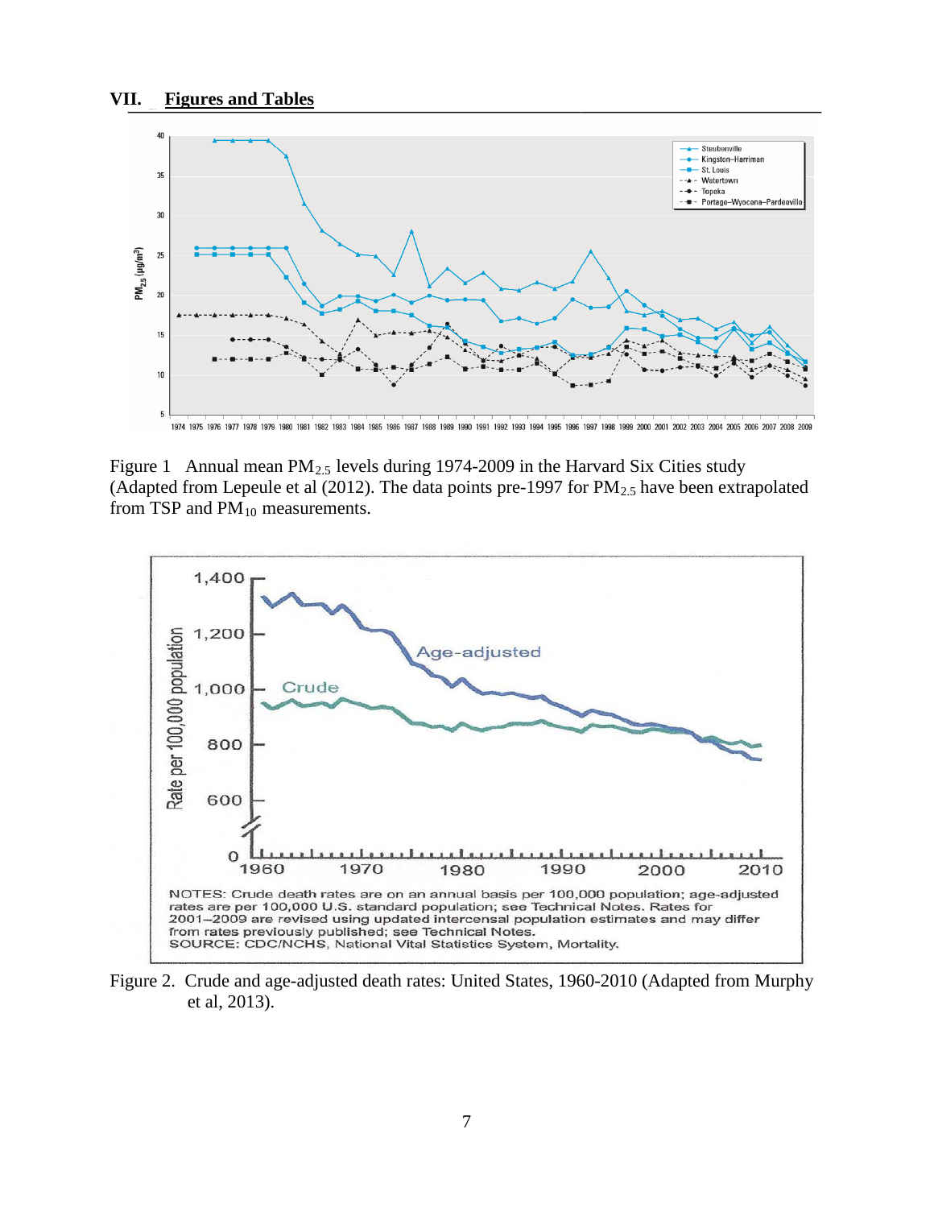## VII. Figures and Tables

Figure 1 Annual mean $PM_{2.5}$ levels during 1974-2009 in the Harvard Six Cities study (Adapted from Lepeule et al (2012). The data points pre-1997 for $PM_{2.5}$ have been extrapolated from TSP and $PM_{10}$ measurements.

Figure 2. Crude and age-adjusted death rates: United States, 1960-2010 (Adapted from Murphy et al, 2013).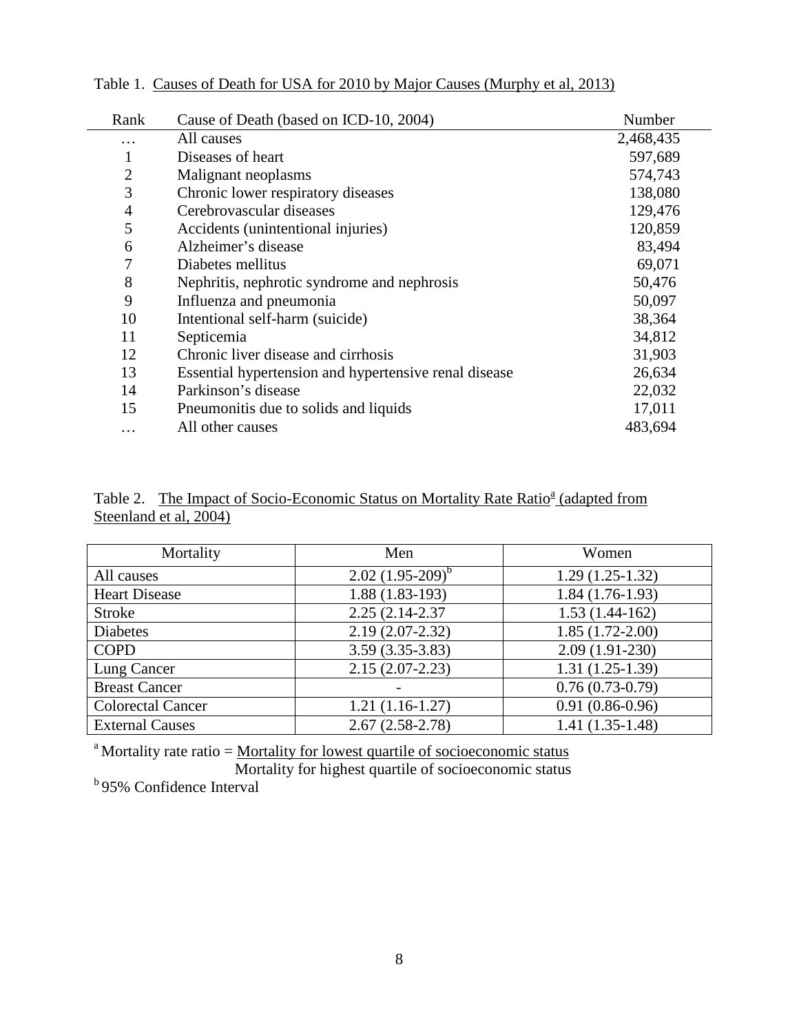Table 1. Causes of Death for USA for 2010 by Major Causes (Murphy et al, 2013)

| Rank | Cause of Death (based on ICD-10, 2004) | Number |
|---|---|---|
| … | All causes | 2,468,435 |
| 1 | Diseases of heart | 597,689 |
| 2 | Malignant neoplasms | 574,743 |
| 3 | Chronic lower respiratory diseases | 138,080 |
| 4 | Cerebrovascular diseases | 129,476 |
| 5 | Accidents (unintentional injuries) | 120,859 |
| 6 | Alzheimer's disease | 83,494 |
| 7 | Diabetes mellitus | 69,071 |
| 8 | Nephritis, nephrotic syndrome and nephrosis | 50,476 |
| 9 | Influenza and pneumonia | 50,097 |
| 10 | Intentional self-harm (suicide) | 38,364 |
| 11 | Septicemia | 34,812 |
| 12 | Chronic liver disease and cirrhosis | 31,903 |
| 13 | Essential hypertension and hypertensive renal disease | 26,634 |
| 14 | Parkinson's disease | 22,032 |
| 15 | Pneumonitis due to solids and liquids | 17,011 |
| … | All other causes | 483,694 |

Table 2. The Impact of Socio-Economic Status on Mortality Rate Ratio[a] (adapted from Steenland et al, 2004)

| Mortality | Men | Women |
|---|---|---|
| All causes | 2.02 (1.95-209)[b] | 1.29 (1.25-1.32) |
| Heart Disease | 1.88 (1.83-193) | 1.84 (1.76-1.93) |
| Stroke | 2.25 (2.14-2.37 | 1.53 (1.44-162) |
| Diabetes | 2.19 (2.07-2.32) | 1.85 (1.72-2.00) |
| COPD | 3.59 (3.35-3.83) | 2.09 (1.91-230) |
| Lung Cancer | 2.15 (2.07-2.23) | 1.31 (1.25-1.39) |
| Breast Cancer | - | 0.76 (0.73-0.79) |
| Colorectal Cancer | 1.21 (1.16-1.27) | 0.91 (0.86-0.96) |
| External Causes | 2.67 (2.58-2.78) | 1.41 (1.35-1.48) |

[a] Mortality rate ratio = $\frac{\text{Mortality for lowest quartile of socioeconomic status}}{\text{Mortality for highest quartile of socioeconomic status}}$

[b] 95% Confidence Interval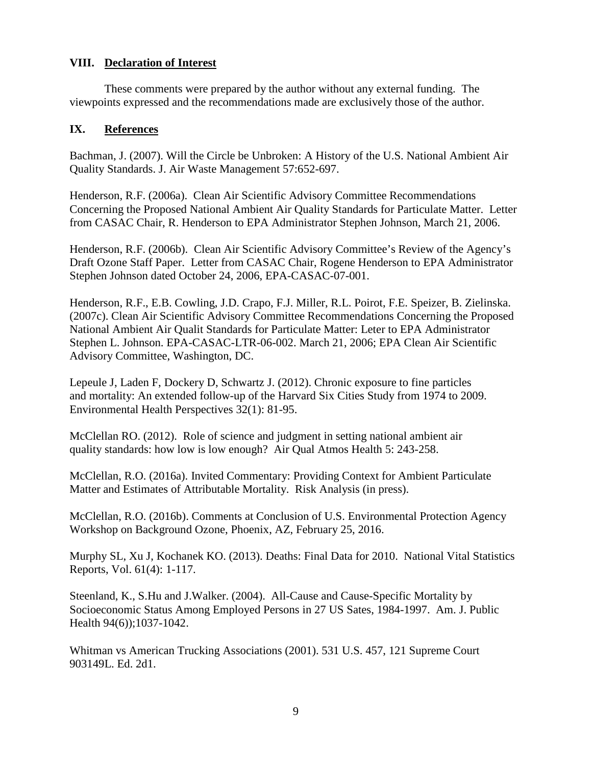## VIII. Declaration of Interest

These comments were prepared by the author without any external funding. The viewpoints expressed and the recommendations made are exclusively those of the author.

## IX. References

Bachman, J. (2007). Will the Circle be Unbroken: A History of the U.S. National Ambient Air Quality Standards. J. Air Waste Management 57:652-697.

Henderson, R.F. (2006a). Clean Air Scientific Advisory Committee Recommendations Concerning the Proposed National Ambient Air Quality Standards for Particulate Matter. Letter from CASAC Chair, R. Henderson to EPA Administrator Stephen Johnson, March 21, 2006.

Henderson, R.F. (2006b). Clean Air Scientific Advisory Committee's Review of the Agency's Draft Ozone Staff Paper. Letter from CASAC Chair, Rogene Henderson to EPA Administrator Stephen Johnson dated October 24, 2006, EPA-CASAC-07-001.

Henderson, R.F., E.B. Cowling, J.D. Crapo, F.J. Miller, R.L. Poirot, F.E. Speizer, B. Zielinska. (2007c). Clean Air Scientific Advisory Committee Recommendations Concerning the Proposed National Ambient Air Qualit Standards for Particulate Matter: Leter to EPA Administrator Stephen L. Johnson. EPA-CASAC-LTR-06-002. March 21, 2006; EPA Clean Air Scientific Advisory Committee, Washington, DC.

Lepeule J, Laden F, Dockery D, Schwartz J. (2012). Chronic exposure to fine particles and mortality: An extended follow-up of the Harvard Six Cities Study from 1974 to 2009. Environmental Health Perspectives 32(1): 81-95.

McClellan RO. (2012). Role of science and judgment in setting national ambient air quality standards: how low is low enough? Air Qual Atmos Health 5: 243-258.

McClellan, R.O. (2016a). Invited Commentary: Providing Context for Ambient Particulate Matter and Estimates of Attributable Mortality. Risk Analysis (in press).

McClellan, R.O. (2016b). Comments at Conclusion of U.S. Environmental Protection Agency Workshop on Background Ozone, Phoenix, AZ, February 25, 2016.

Murphy SL, Xu J, Kochanek KO. (2013). Deaths: Final Data for 2010. National Vital Statistics Reports, Vol. 61(4): 1-117.

Steenland, K., S.Hu and J.Walker. (2004). All-Cause and Cause-Specific Mortality by Socioeconomic Status Among Employed Persons in 27 US Sates, 1984-1997. Am. J. Public Health 94(6));1037-1042.

Whitman vs American Trucking Associations (2001). 531 U.S. 457, 121 Supreme Court 903149L. Ed. 2d1.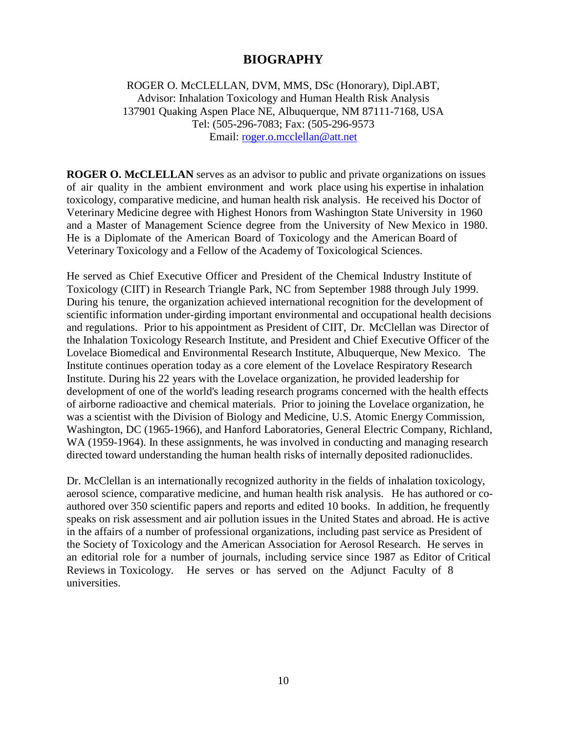# BIOGRAPHY

ROGER O. McCLELLAN, DVM, MMS, DSc (Honorary), Dipl.ABT,
Advisor: Inhalation Toxicology and Human Health Risk Analysis
137901 Quaking Aspen Place NE, Albuquerque, NM 87111-7168, USA
Tel: (505-296-7083; Fax: (505-296-9573
Email: roger.o.mcclellan@att.net

**ROGER O. McCLELLAN** serves as an advisor to public and private organizations on issues of air quality in the ambient environment and work place using his expertise in inhalation toxicology, comparative medicine, and human health risk analysis. He received his Doctor of Veterinary Medicine degree with Highest Honors from Washington State University in 1960 and a Master of Management Science degree from the University of New Mexico in 1980. He is a Diplomate of the American Board of Toxicology and the American Board of Veterinary Toxicology and a Fellow of the Academy of Toxicological Sciences.

He served as Chief Executive Officer and President of the Chemical Industry Institute of Toxicology (CIIT) in Research Triangle Park, NC from September 1988 through July 1999. During his tenure, the organization achieved international recognition for the development of scientific information under-girding important environmental and occupational health decisions and regulations. Prior to his appointment as President of CIIT, Dr. McClellan was Director of the Inhalation Toxicology Research Institute, and President and Chief Executive Officer of the Lovelace Biomedical and Environmental Research Institute, Albuquerque, New Mexico. The Institute continues operation today as a core element of the Lovelace Respiratory Research Institute. During his 22 years with the Lovelace organization, he provided leadership for development of one of the world's leading research programs concerned with the health effects of airborne radioactive and chemical materials. Prior to joining the Lovelace organization, he was a scientist with the Division of Biology and Medicine, U.S. Atomic Energy Commission, Washington, DC (1965-1966), and Hanford Laboratories, General Electric Company, Richland, WA (1959-1964). In these assignments, he was involved in conducting and managing research directed toward understanding the human health risks of internally deposited radionuclides.

Dr. McClellan is an internationally recognized authority in the fields of inhalation toxicology, aerosol science, comparative medicine, and human health risk analysis. He has authored or co-authored over 350 scientific papers and reports and edited 10 books. In addition, he frequently speaks on risk assessment and air pollution issues in the United States and abroad. He is active in the affairs of a number of professional organizations, including past service as President of the Society of Toxicology and the American Association for Aerosol Research. He serves in an editorial role for a number of journals, including service since 1987 as Editor of Critical Reviews in Toxicology. He serves or has served on the Adjunct Faculty of 8 universities.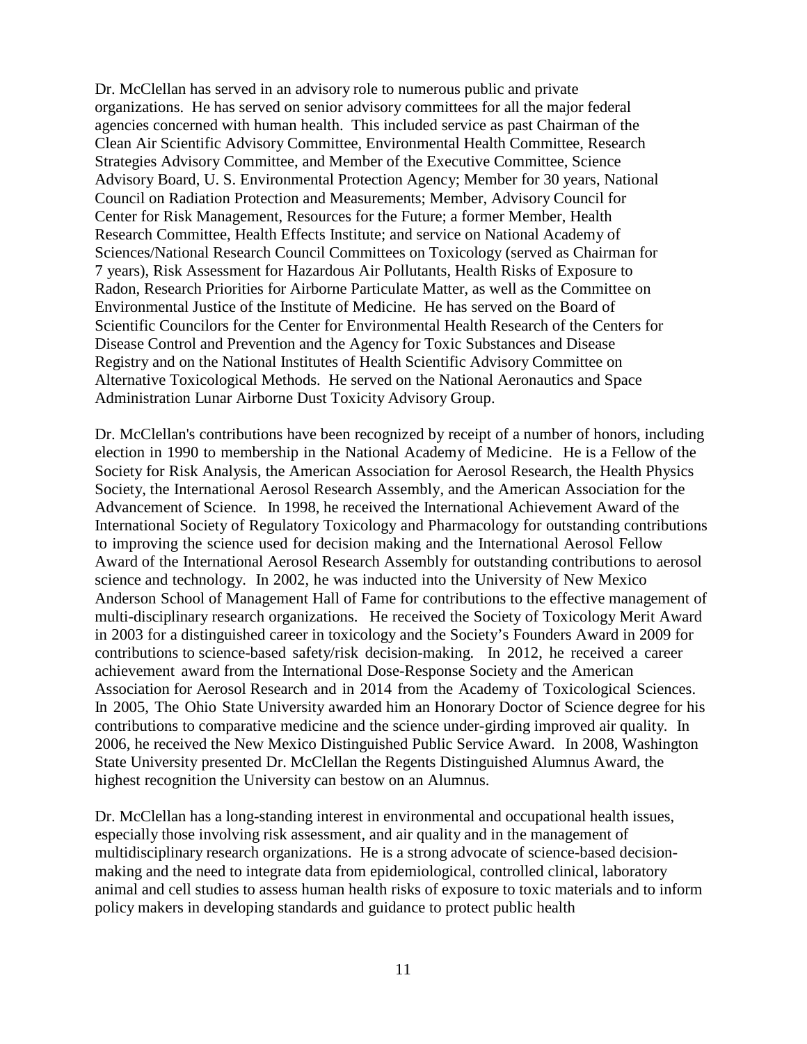Dr. McClellan has served in an advisory role to numerous public and private organizations. He has served on senior advisory committees for all the major federal agencies concerned with human health. This included service as past Chairman of the Clean Air Scientific Advisory Committee, Environmental Health Committee, Research Strategies Advisory Committee, and Member of the Executive Committee, Science Advisory Board, U. S. Environmental Protection Agency; Member for 30 years, National Council on Radiation Protection and Measurements; Member, Advisory Council for Center for Risk Management, Resources for the Future; a former Member, Health Research Committee, Health Effects Institute; and service on National Academy of Sciences/National Research Council Committees on Toxicology (served as Chairman for 7 years), Risk Assessment for Hazardous Air Pollutants, Health Risks of Exposure to Radon, Research Priorities for Airborne Particulate Matter, as well as the Committee on Environmental Justice of the Institute of Medicine. He has served on the Board of Scientific Councilors for the Center for Environmental Health Research of the Centers for Disease Control and Prevention and the Agency for Toxic Substances and Disease Registry and on the National Institutes of Health Scientific Advisory Committee on Alternative Toxicological Methods. He served on the National Aeronautics and Space Administration Lunar Airborne Dust Toxicity Advisory Group.

Dr. McClellan's contributions have been recognized by receipt of a number of honors, including election in 1990 to membership in the National Academy of Medicine. He is a Fellow of the Society for Risk Analysis, the American Association for Aerosol Research, the Health Physics Society, the International Aerosol Research Assembly, and the American Association for the Advancement of Science. In 1998, he received the International Achievement Award of the International Society of Regulatory Toxicology and Pharmacology for outstanding contributions to improving the science used for decision making and the International Aerosol Fellow Award of the International Aerosol Research Assembly for outstanding contributions to aerosol science and technology. In 2002, he was inducted into the University of New Mexico Anderson School of Management Hall of Fame for contributions to the effective management of multi-disciplinary research organizations. He received the Society of Toxicology Merit Award in 2003 for a distinguished career in toxicology and the Society's Founders Award in 2009 for contributions to science-based safety/risk decision-making. In 2012, he received a career achievement award from the International Dose-Response Society and the American Association for Aerosol Research and in 2014 from the Academy of Toxicological Sciences. In 2005, The Ohio State University awarded him an Honorary Doctor of Science degree for his contributions to comparative medicine and the science under-girding improved air quality. In 2006, he received the New Mexico Distinguished Public Service Award. In 2008, Washington State University presented Dr. McClellan the Regents Distinguished Alumnus Award, the highest recognition the University can bestow on an Alumnus.

Dr. McClellan has a long-standing interest in environmental and occupational health issues, especially those involving risk assessment, and air quality and in the management of multidisciplinary research organizations. He is a strong advocate of science-based decision-making and the need to integrate data from epidemiological, controlled clinical, laboratory animal and cell studies to assess human health risks of exposure to toxic materials and to inform policy makers in developing standards and guidance to protect public health